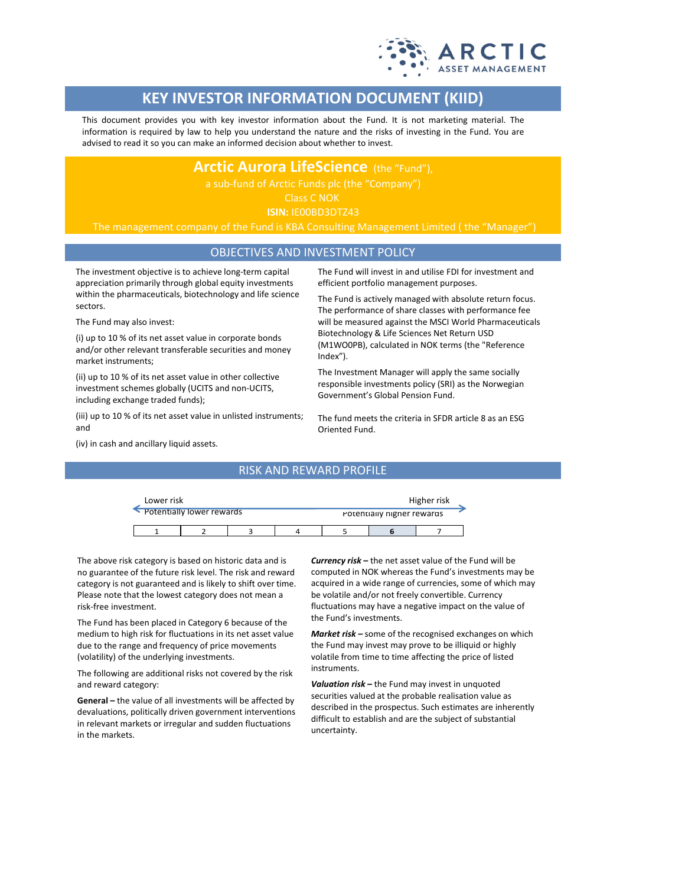# KEY INVESTOR INFORMATION DOCUMENT (KIID)

This document provides you with key investor information about the Fund. It is not marketing material. The information is required by law to help you understand the nature and the risks of investing in the Fund. You are advised to read it so you can make an informed decision about whether to invest.

**Arctic Aurora LifeScience** (the "Fund"),
a sub-fund of Arctic Funds plc (the "Company")
Class C NOK
**ISIN:** IE00BD3DTZ43
The management company of the Fund is KBA Consulting Management Limited ( the "Manager")

## OBJECTIVES AND INVESTMENT POLICY

The investment objective is to achieve long-term capital appreciation primarily through global equity investments within the pharmaceuticals, biotechnology and life science sectors.

The Fund may also invest:

(i) up to 10 % of its net asset value in corporate bonds and/or other relevant transferable securities and money market instruments;

(ii) up to 10 % of its net asset value in other collective investment schemes globally (UCITS and non-UCITS, including exchange traded funds);

(iii) up to 10 % of its net asset value in unlisted instruments; and

(iv) in cash and ancillary liquid assets.

The Fund will invest in and utilise FDI for investment and efficient portfolio management purposes.

The Fund is actively managed with absolute return focus. The performance of share classes with performance fee will be measured against the MSCI World Pharmaceuticals Biotechnology & Life Sciences Net Return USD (M1WO0PB), calculated in NOK terms (the "Reference Index").

The Investment Manager will apply the same socially responsible investments policy (SRI) as the Norwegian Government's Global Pension Fund.

The fund meets the criteria in SFDR article 8 as an ESG Oriented Fund.

## RISK AND REWARD PROFILE

| Lower risk<br>Potentially lower rewards | | | | | | Higher risk<br>Potentially higher rewards |
|---|---|---|---|---|---|---|
| 1 | 2 | 3 | 4 | 5 | **6** | 7 |

The above risk category is based on historic data and is no guarantee of the future risk level. The risk and reward category is not guaranteed and is likely to shift over time. Please note that the lowest category does not mean a risk-free investment.

The Fund has been placed in Category 6 because of the medium to high risk for fluctuations in its net asset value due to the range and frequency of price movements (volatility) of the underlying investments.

The following are additional risks not covered by the risk and reward category:

**General –** the value of all investments will be affected by devaluations, politically driven government interventions in relevant markets or irregular and sudden fluctuations in the markets.

***Currency risk –*** the net asset value of the Fund will be computed in NOK whereas the Fund's investments may be acquired in a wide range of currencies, some of which may be volatile and/or not freely convertible. Currency fluctuations may have a negative impact on the value of the Fund's investments.

***Market risk –*** some of the recognised exchanges on which the Fund may invest may prove to be illiquid or highly volatile from time to time affecting the price of listed instruments.

***Valuation risk –*** the Fund may invest in unquoted securities valued at the probable realisation value as described in the prospectus. Such estimates are inherently difficult to establish and are the subject of substantial uncertainty.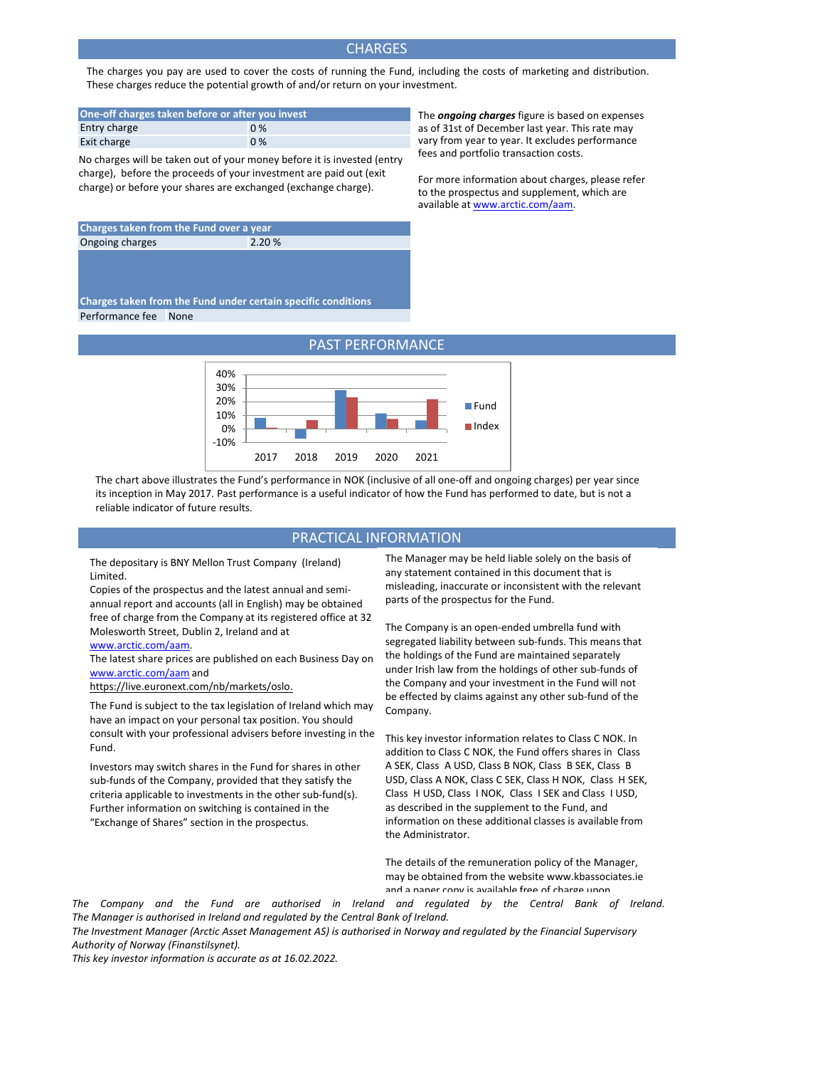## CHARGES

The charges you pay are used to cover the costs of running the Fund, including the costs of marketing and distribution. These charges reduce the potential growth of and/or return on your investment.

| One-off charges taken before or after you invest | |
|---|---|
| Entry charge | 0 % |
| Exit charge | 0 % |

No charges will be taken out of your money before it is invested (entry charge), before the proceeds of your investment are paid out (exit charge) or before your shares are exchanged (exchange charge).

| Charges taken from the Fund over a year | |
|---|---|
| Ongoing charges | 2.20 % |
| **Charges taken from the Fund under certain specific conditions** | |
| Performance fee | None |

The ***ongoing charges*** figure is based on expenses as of 31st of December last year. This rate may vary from year to year. It excludes performance fees and portfolio transaction costs.

For more information about charges, please refer to the prospectus and supplement, which are available at www.arctic.com/aam.

## PAST PERFORMANCE

40%
30%
20%
10%
0%
-10%

2017 2018 2019 2020 2021

Fund
Index

The chart above illustrates the Fund's performance in NOK (inclusive of all one-off and ongoing charges) per year since its inception in May 2017. Past performance is a useful indicator of how the Fund has performed to date, but is not a reliable indicator of future results.

## PRACTICAL INFORMATION

The depositary is BNY Mellon Trust Company (Ireland) Limited.

Copies of the prospectus and the latest annual and semi-annual report and accounts (all in English) may be obtained free of charge from the Company at its registered office at 32 Molesworth Street, Dublin 2, Ireland and at www.arctic.com/aam.

The latest share prices are published on each Business Day on www.arctic.com/aam and https://live.euronext.com/nb/markets/oslo.

The Fund is subject to the tax legislation of Ireland which may have an impact on your personal tax position. You should consult with your professional advisers before investing in the Fund.

Investors may switch shares in the Fund for shares in other sub-funds of the Company, provided that they satisfy the criteria applicable to investments in the other sub-fund(s). Further information on switching is contained in the "Exchange of Shares" section in the prospectus.

The Manager may be held liable solely on the basis of any statement contained in this document that is misleading, inaccurate or inconsistent with the relevant parts of the prospectus for the Fund.

The Company is an open-ended umbrella fund with segregated liability between sub-funds. This means that the holdings of the Fund are maintained separately under Irish law from the holdings of other sub-funds of the Company and your investment in the Fund will not be effected by claims against any other sub-fund of the Company.

This key investor information relates to Class C NOK. In addition to Class C NOK, the Fund offers shares in Class A SEK, Class A USD, Class B NOK, Class B SEK, Class B USD, Class A NOK, Class C SEK, Class H NOK, Class H SEK, Class H USD, Class I NOK, Class I SEK and Class I USD, as described in the supplement to the Fund, and information on these additional classes is available from the Administrator.

The details of the remuneration policy of the Manager, may be obtained from the website www.kbassociates.ie and a paper copy is available free of charge upon

*The Company and the Fund are authorised in Ireland and regulated by the Central Bank of Ireland.*
*The Manager is authorised in Ireland and regulated by the Central Bank of Ireland.*
*The Investment Manager (Arctic Asset Management AS) is authorised in Norway and regulated by the Financial Supervisory Authority of Norway (Finanstilsynet).*
*This key investor information is accurate as at 16.02.2022.*